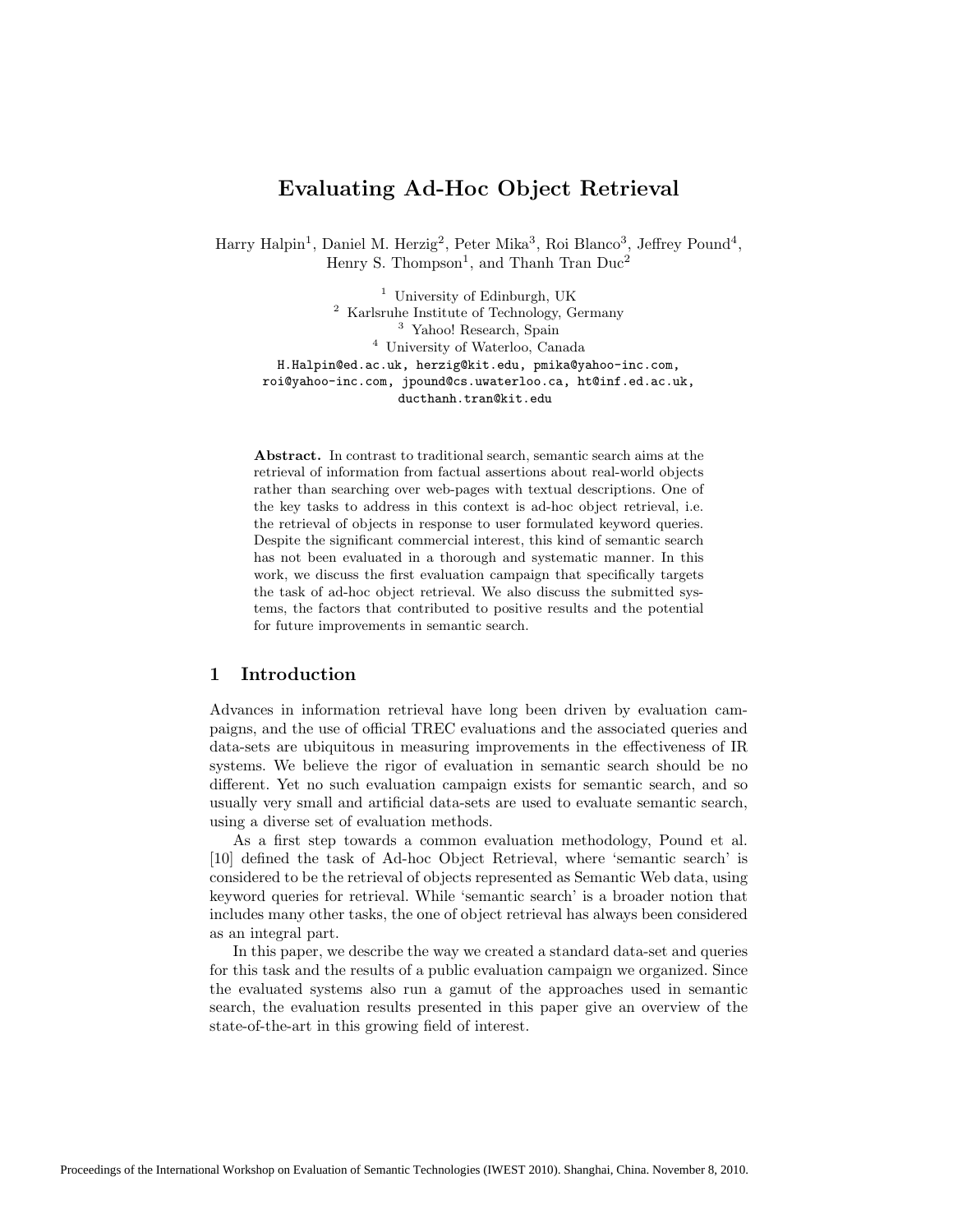# Evaluating Ad-Hoc Object Retrieval

Harry Halpin[1], Daniel M. Herzig[2], Peter Mika[3], Roi Blanco[3], Jeffrey Pound[4], Henry S. Thompson[1], and Thanh Tran Duc[2]

[1] University of Edinburgh, UK
[2] Karlsruhe Institute of Technology, Germany
[3] Yahoo! Research, Spain
[4] University of Waterloo, Canada

H.Halpin@ed.ac.uk, herzig@kit.edu, pmika@yahoo-inc.com, roi@yahoo-inc.com, jpound@cs.uwaterloo.ca, ht@inf.ed.ac.uk, ducthanh.tran@kit.edu

**Abstract.** In contrast to traditional search, semantic search aims at the retrieval of information from factual assertions about real-world objects rather than searching over web-pages with textual descriptions. One of the key tasks to address in this context is ad-hoc object retrieval, i.e. the retrieval of objects in response to user formulated keyword queries. Despite the significant commercial interest, this kind of semantic search has not been evaluated in a thorough and systematic manner. In this work, we discuss the first evaluation campaign that specifically targets the task of ad-hoc object retrieval. We also discuss the submitted systems, the factors that contributed to positive results and the potential for future improvements in semantic search.

## 1 Introduction

Advances in information retrieval have long been driven by evaluation campaigns, and the use of official TREC evaluations and the associated queries and data-sets are ubiquitous in measuring improvements in the effectiveness of IR systems. We believe the rigor of evaluation in semantic search should be no different. Yet no such evaluation campaign exists for semantic search, and so usually very small and artificial data-sets are used to evaluate semantic search, using a diverse set of evaluation methods.

As a first step towards a common evaluation methodology, Pound et al. [10] defined the task of Ad-hoc Object Retrieval, where 'semantic search' is considered to be the retrieval of objects represented as Semantic Web data, using keyword queries for retrieval. While 'semantic search' is a broader notion that includes many other tasks, the one of object retrieval has always been considered as an integral part.

In this paper, we describe the way we created a standard data-set and queries for this task and the results of a public evaluation campaign we organized. Since the evaluated systems also run a gamut of the approaches used in semantic search, the evaluation results presented in this paper give an overview of the state-of-the-art in this growing field of interest.

Proceedings of the International Workshop on Evaluation of Semantic Technologies (IWEST 2010). Shanghai, China. November 8, 2010.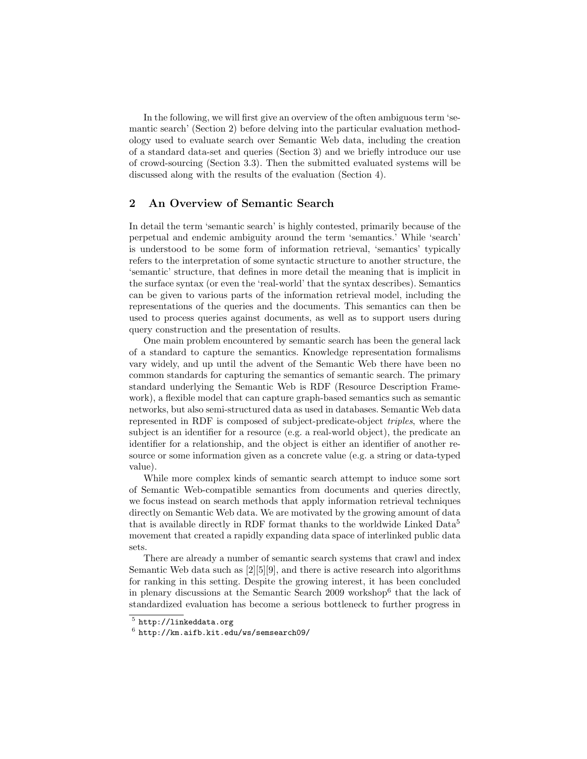In the following, we will first give an overview of the often ambiguous term 'semantic search' (Section 2) before delving into the particular evaluation methodology used to evaluate search over Semantic Web data, including the creation of a standard data-set and queries (Section 3) and we briefly introduce our use of crowd-sourcing (Section 3.3). Then the submitted evaluated systems will be discussed along with the results of the evaluation (Section 4).

## 2 An Overview of Semantic Search

In detail the term 'semantic search' is highly contested, primarily because of the perpetual and endemic ambiguity around the term 'semantics.' While 'search' is understood to be some form of information retrieval, 'semantics' typically refers to the interpretation of some syntactic structure to another structure, the 'semantic' structure, that defines in more detail the meaning that is implicit in the surface syntax (or even the 'real-world' that the syntax describes). Semantics can be given to various parts of the information retrieval model, including the representations of the queries and the documents. This semantics can then be used to process queries against documents, as well as to support users during query construction and the presentation of results.

One main problem encountered by semantic search has been the general lack of a standard to capture the semantics. Knowledge representation formalisms vary widely, and up until the advent of the Semantic Web there have been no common standards for capturing the semantics of semantic search. The primary standard underlying the Semantic Web is RDF (Resource Description Framework), a flexible model that can capture graph-based semantics such as semantic networks, but also semi-structured data as used in databases. Semantic Web data represented in RDF is composed of subject-predicate-object *triples*, where the subject is an identifier for a resource (e.g. a real-world object), the predicate an identifier for a relationship, and the object is either an identifier of another resource or some information given as a concrete value (e.g. a string or data-typed value).

While more complex kinds of semantic search attempt to induce some sort of Semantic Web-compatible semantics from documents and queries directly, we focus instead on search methods that apply information retrieval techniques directly on Semantic Web data. We are motivated by the growing amount of data that is available directly in RDF format thanks to the worldwide Linked Data[5] movement that created a rapidly expanding data space of interlinked public data sets.

There are already a number of semantic search systems that crawl and index Semantic Web data such as [2][5][9], and there is active research into algorithms for ranking in this setting. Despite the growing interest, it has been concluded in plenary discussions at the Semantic Search 2009 workshop[6] that the lack of standardized evaluation has become a serious bottleneck to further progress in

[5] http://linkeddata.org

[6] http://km.aifb.kit.edu/ws/semsearch09/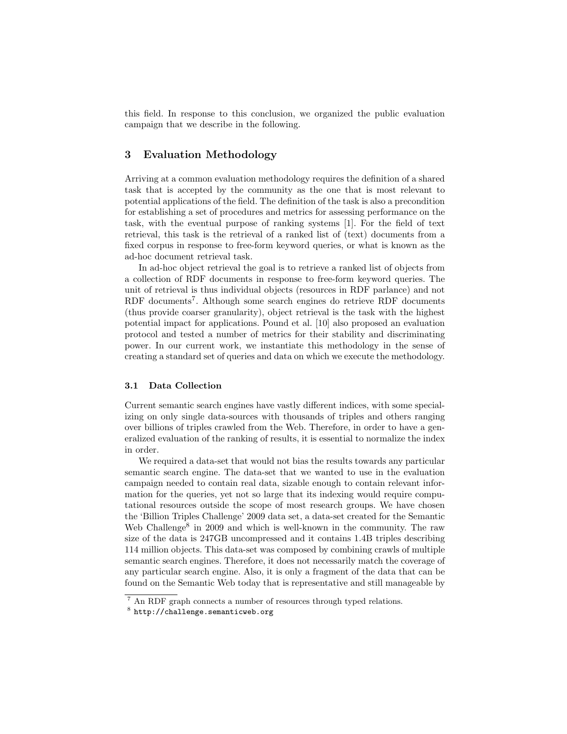this field. In response to this conclusion, we organized the public evaluation campaign that we describe in the following.

## 3 Evaluation Methodology

Arriving at a common evaluation methodology requires the definition of a shared task that is accepted by the community as the one that is most relevant to potential applications of the field. The definition of the task is also a precondition for establishing a set of procedures and metrics for assessing performance on the task, with the eventual purpose of ranking systems [1]. For the field of text retrieval, this task is the retrieval of a ranked list of (text) documents from a fixed corpus in response to free-form keyword queries, or what is known as the ad-hoc document retrieval task.

In ad-hoc object retrieval the goal is to retrieve a ranked list of objects from a collection of RDF documents in response to free-form keyword queries. The unit of retrieval is thus individual objects (resources in RDF parlance) and not RDF documents[7]. Although some search engines do retrieve RDF documents (thus provide coarser granularity), object retrieval is the task with the highest potential impact for applications. Pound et al. [10] also proposed an evaluation protocol and tested a number of metrics for their stability and discriminating power. In our current work, we instantiate this methodology in the sense of creating a standard set of queries and data on which we execute the methodology.

### 3.1 Data Collection

Current semantic search engines have vastly different indices, with some specializing on only single data-sources with thousands of triples and others ranging over billions of triples crawled from the Web. Therefore, in order to have a generalized evaluation of the ranking of results, it is essential to normalize the index in order.

We required a data-set that would not bias the results towards any particular semantic search engine. The data-set that we wanted to use in the evaluation campaign needed to contain real data, sizable enough to contain relevant information for the queries, yet not so large that its indexing would require computational resources outside the scope of most research groups. We have chosen the 'Billion Triples Challenge' 2009 data set, a data-set created for the Semantic Web Challenge[8] in 2009 and which is well-known in the community. The raw size of the data is 247GB uncompressed and it contains 1.4B triples describing 114 million objects. This data-set was composed by combining crawls of multiple semantic search engines. Therefore, it does not necessarily match the coverage of any particular search engine. Also, it is only a fragment of the data that can be found on the Semantic Web today that is representative and still manageable by

[7] An RDF graph connects a number of resources through typed relations.

[8] `http://challenge.semanticweb.org`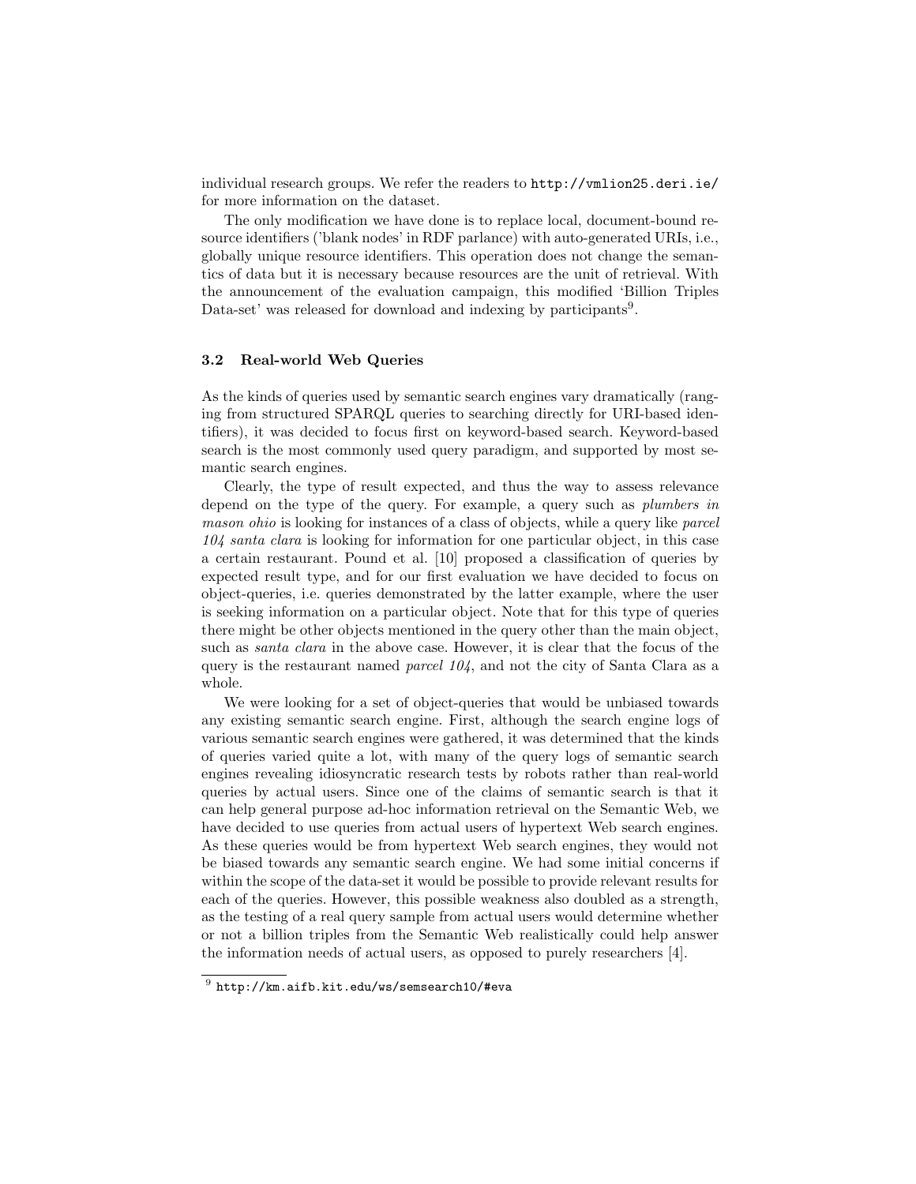individual research groups. We refer the readers to http://vmlion25.deri.ie/ for more information on the dataset.

The only modification we have done is to replace local, document-bound resource identifiers ('blank nodes' in RDF parlance) with auto-generated URIs, i.e., globally unique resource identifiers. This operation does not change the semantics of data but it is necessary because resources are the unit of retrieval. With the announcement of the evaluation campaign, this modified 'Billion Triples Data-set' was released for download and indexing by participants[9].

### 3.2 Real-world Web Queries

As the kinds of queries used by semantic search engines vary dramatically (ranging from structured SPARQL queries to searching directly for URI-based identifiers), it was decided to focus first on keyword-based search. Keyword-based search is the most commonly used query paradigm, and supported by most semantic search engines.

Clearly, the type of result expected, and thus the way to assess relevance depend on the type of the query. For example, a query such as *plumbers in mason ohio* is looking for instances of a class of objects, while a query like *parcel 104 santa clara* is looking for information for one particular object, in this case a certain restaurant. Pound et al. [10] proposed a classification of queries by expected result type, and for our first evaluation we have decided to focus on object-queries, i.e. queries demonstrated by the latter example, where the user is seeking information on a particular object. Note that for this type of queries there might be other objects mentioned in the query other than the main object, such as *santa clara* in the above case. However, it is clear that the focus of the query is the restaurant named *parcel 104*, and not the city of Santa Clara as a whole.

We were looking for a set of object-queries that would be unbiased towards any existing semantic search engine. First, although the search engine logs of various semantic search engines were gathered, it was determined that the kinds of queries varied quite a lot, with many of the query logs of semantic search engines revealing idiosyncratic research tests by robots rather than real-world queries by actual users. Since one of the claims of semantic search is that it can help general purpose ad-hoc information retrieval on the Semantic Web, we have decided to use queries from actual users of hypertext Web search engines. As these queries would be from hypertext Web search engines, they would not be biased towards any semantic search engine. We had some initial concerns if within the scope of the data-set it would be possible to provide relevant results for each of the queries. However, this possible weakness also doubled as a strength, as the testing of a real query sample from actual users would determine whether or not a billion triples from the Semantic Web realistically could help answer the information needs of actual users, as opposed to purely researchers [4].

[9] http://km.aifb.kit.edu/ws/semsearch10/#eva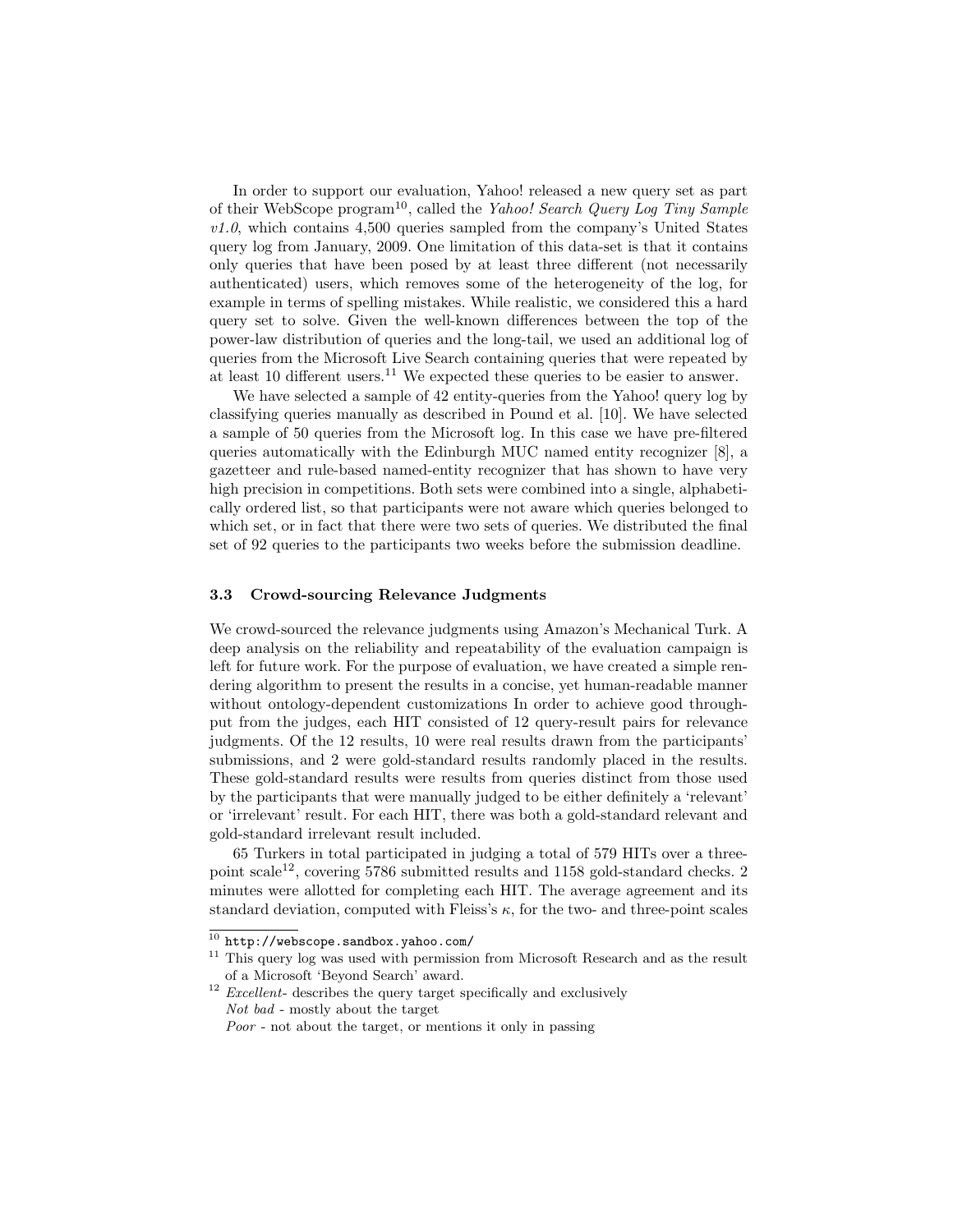In order to support our evaluation, Yahoo! released a new query set as part of their WebScope program[10], called the *Yahoo! Search Query Log Tiny Sample v1.0*, which contains 4,500 queries sampled from the company's United States query log from January, 2009. One limitation of this data-set is that it contains only queries that have been posed by at least three different (not necessarily authenticated) users, which removes some of the heterogeneity of the log, for example in terms of spelling mistakes. While realistic, we considered this a hard query set to solve. Given the well-known differences between the top of the power-law distribution of queries and the long-tail, we used an additional log of queries from the Microsoft Live Search containing queries that were repeated by at least 10 different users.[11] We expected these queries to be easier to answer.

We have selected a sample of 42 entity-queries from the Yahoo! query log by classifying queries manually as described in Pound et al. [10]. We have selected a sample of 50 queries from the Microsoft log. In this case we have pre-filtered queries automatically with the Edinburgh MUC named entity recognizer [8], a gazetteer and rule-based named-entity recognizer that has shown to have very high precision in competitions. Both sets were combined into a single, alphabetically ordered list, so that participants were not aware which queries belonged to which set, or in fact that there were two sets of queries. We distributed the final set of 92 queries to the participants two weeks before the submission deadline.

### 3.3 Crowd-sourcing Relevance Judgments

We crowd-sourced the relevance judgments using Amazon's Mechanical Turk. A deep analysis on the reliability and repeatability of the evaluation campaign is left for future work. For the purpose of evaluation, we have created a simple rendering algorithm to present the results in a concise, yet human-readable manner without ontology-dependent customizations In order to achieve good throughput from the judges, each HIT consisted of 12 query-result pairs for relevance judgments. Of the 12 results, 10 were real results drawn from the participants' submissions, and 2 were gold-standard results randomly placed in the results. These gold-standard results were results from queries distinct from those used by the participants that were manually judged to be either definitely a 'relevant' or 'irrelevant' result. For each HIT, there was both a gold-standard relevant and gold-standard irrelevant result included.

65 Turkers in total participated in judging a total of 579 HITs over a three-point scale[12], covering 5786 submitted results and 1158 gold-standard checks. 2 minutes were allotted for completing each HIT. The average agreement and its standard deviation, computed with Fleiss's $\kappa$, for the two- and three-point scales

---

[10] http://webscope.sandbox.yahoo.com/

[11] This query log was used with permission from Microsoft Research and as the result of a Microsoft 'Beyond Search' award.

[12] *Excellent*- describes the query target specifically and exclusively
*Not bad* - mostly about the target
*Poor* - not about the target, or mentions it only in passing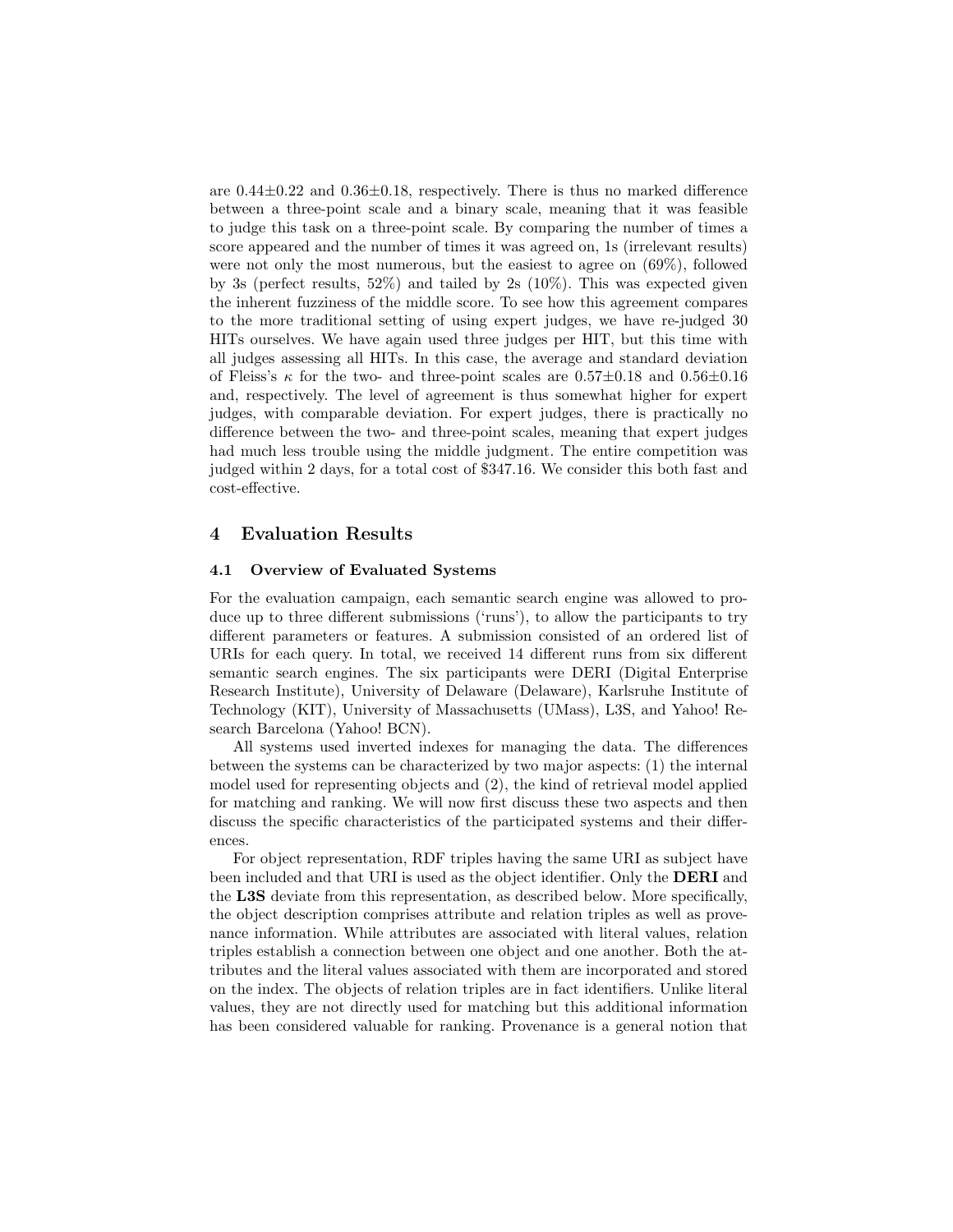are $0.44 \pm 0.22$ and $0.36 \pm 0.18$, respectively. There is thus no marked difference between a three-point scale and a binary scale, meaning that it was feasible to judge this task on a three-point scale. By comparing the number of times a score appeared and the number of times it was agreed on, 1s (irrelevant results) were not only the most numerous, but the easiest to agree on (69%), followed by 3s (perfect results, 52%) and tailed by 2s (10%). This was expected given the inherent fuzziness of the middle score. To see how this agreement compares to the more traditional setting of using expert judges, we have re-judged 30 HITs ourselves. We have again used three judges per HIT, but this time with all judges assessing all HITs. In this case, the average and standard deviation of Fleiss's $\kappa$ for the two- and three-point scales are $0.57 \pm 0.18$ and $0.56 \pm 0.16$ and, respectively. The level of agreement is thus somewhat higher for expert judges, with comparable deviation. For expert judges, there is practically no difference between the two- and three-point scales, meaning that expert judges had much less trouble using the middle judgment. The entire competition was judged within 2 days, for a total cost of \$347.16. We consider this both fast and cost-effective.

## 4 Evaluation Results

### 4.1 Overview of Evaluated Systems

For the evaluation campaign, each semantic search engine was allowed to produce up to three different submissions ('runs'), to allow the participants to try different parameters or features. A submission consisted of an ordered list of URIs for each query. In total, we received 14 different runs from six different semantic search engines. The six participants were DERI (Digital Enterprise Research Institute), University of Delaware (Delaware), Karlsruhe Institute of Technology (KIT), University of Massachusetts (UMass), L3S, and Yahoo! Research Barcelona (Yahoo! BCN).

All systems used inverted indexes for managing the data. The differences between the systems can be characterized by two major aspects: (1) the internal model used for representing objects and (2), the kind of retrieval model applied for matching and ranking. We will now first discuss these two aspects and then discuss the specific characteristics of the participated systems and their differences.

For object representation, RDF triples having the same URI as subject have been included and that URI is used as the object identifier. Only the **DERI** and the **L3S** deviate from this representation, as described below. More specifically, the object description comprises attribute and relation triples as well as provenance information. While attributes are associated with literal values, relation triples establish a connection between one object and one another. Both the attributes and the literal values associated with them are incorporated and stored on the index. The objects of relation triples are in fact identifiers. Unlike literal values, they are not directly used for matching but this additional information has been considered valuable for ranking. Provenance is a general notion that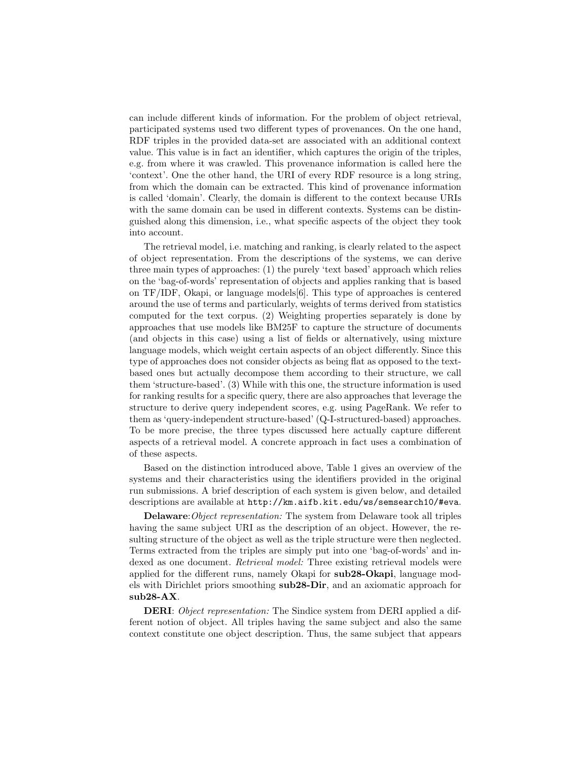can include different kinds of information. For the problem of object retrieval, participated systems used two different types of provenances. On the one hand, RDF triples in the provided data-set are associated with an additional context value. This value is in fact an identifier, which captures the origin of the triples, e.g. from where it was crawled. This provenance information is called here the 'context'. One the other hand, the URI of every RDF resource is a long string, from which the domain can be extracted. This kind of provenance information is called 'domain'. Clearly, the domain is different to the context because URIs with the same domain can be used in different contexts. Systems can be distinguished along this dimension, i.e., what specific aspects of the object they took into account.

The retrieval model, i.e. matching and ranking, is clearly related to the aspect of object representation. From the descriptions of the systems, we can derive three main types of approaches: (1) the purely 'text based' approach which relies on the 'bag-of-words' representation of objects and applies ranking that is based on TF/IDF, Okapi, or language models[6]. This type of approaches is centered around the use of terms and particularly, weights of terms derived from statistics computed for the text corpus. (2) Weighting properties separately is done by approaches that use models like BM25F to capture the structure of documents (and objects in this case) using a list of fields or alternatively, using mixture language models, which weight certain aspects of an object differently. Since this type of approaches does not consider objects as being flat as opposed to the text-based ones but actually decompose them according to their structure, we call them 'structure-based'. (3) While with this one, the structure information is used for ranking results for a specific query, there are also approaches that leverage the structure to derive query independent scores, e.g. using PageRank. We refer to them as 'query-independent structure-based' (Q-I-structured-based) approaches. To be more precise, the three types discussed here actually capture different aspects of a retrieval model. A concrete approach in fact uses a combination of of these aspects.

Based on the distinction introduced above, Table 1 gives an overview of the systems and their characteristics using the identifiers provided in the original run submissions. A brief description of each system is given below, and detailed descriptions are available at `http://km.aifb.kit.edu/ws/semsearch10/#eva`.

**Delaware**:*Object representation:* The system from Delaware took all triples having the same subject URI as the description of an object. However, the resulting structure of the object as well as the triple structure were then neglected. Terms extracted from the triples are simply put into one 'bag-of-words' and indexed as one document. *Retrieval model:* Three existing retrieval models were applied for the different runs, namely Okapi for **sub28-Okapi**, language models with Dirichlet priors smoothing **sub28-Dir**, and an axiomatic approach for **sub28-AX**.

**DERI**: *Object representation:* The Sindice system from DERI applied a different notion of object. All triples having the same subject and also the same context constitute one object description. Thus, the same subject that appears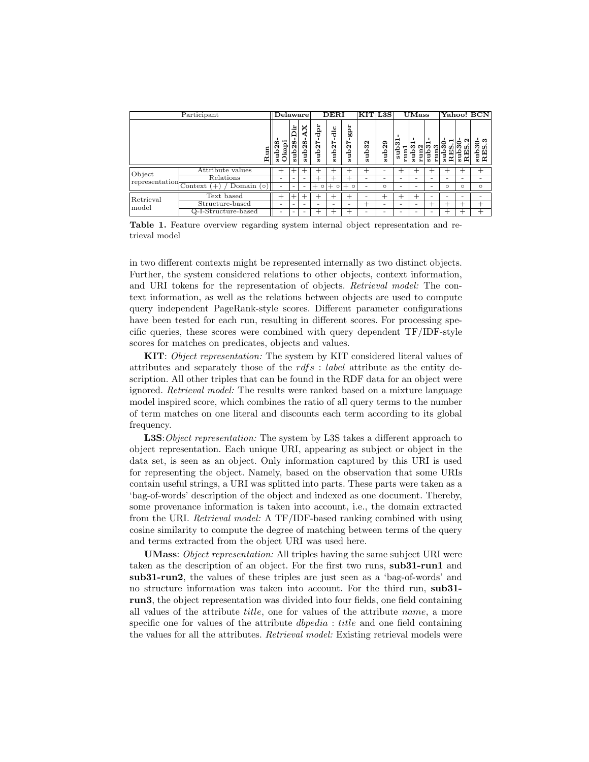| Participant | | Delaware | | | DERI | | | KIT | L3S | UMass | | | Yahoo! BCN | | |
|---|---|---|---|---|---|---|---|---|---|---|---|---|---|---|---|
| | Run | sub28-Okapi | sub28-Dir | sub28-AX | sub27-dpr | sub27-dlc | sub27-gpr | sub32 | sub29 | sub31-run1 | sub31-run2 | sub31-run3 | sub30-RES.1 | sub30-RES.2 | sub30-RES.3 |
| Object representation | Attribute values | + | + | + | + | + | + | + | - | + | + | + | + | + | + |
| | Relations | - | - | - | + | + | + | - | - | - | - | - | - | - | - |
| | Context (+) / Domain (○) | - | - | - | + ○ | + ○ | + ○ | - | ○ | - | - | - | ○ | ○ | ○ |
| Retrieval model | Text based | + | + | + | + | + | + | - | + | + | + | - | - | - | - |
| | Structure-based | - | - | - | - | - | - | + | - | - | - | + | + | + | + |
| | Q-I-Structure-based | - | - | - | + | + | + | - | - | - | - | - | + | + | + |

**Table 1.** Feature overview regarding system internal object representation and retrieval model

in two different contexts might be represented internally as two distinct objects. Further, the system considered relations to other objects, context information, and URI tokens for the representation of objects. *Retrieval model:* The context information, as well as the relations between objects are used to compute query independent PageRank-style scores. Different parameter configurations have been tested for each run, resulting in different scores. For processing specific queries, these scores were combined with query dependent TF/IDF-style scores for matches on predicates, objects and values.

**KIT**: *Object representation:* The system by KIT considered literal values of attributes and separately those of the *rdfs : label* attribute as the entity description. All other triples that can be found in the RDF data for an object were ignored. *Retrieval model:* The results were ranked based on a mixture language model inspired score, which combines the ratio of all query terms to the number of term matches on one literal and discounts each term according to its global frequency.

**L3S**:*Object representation:* The system by L3S takes a different approach to object representation. Each unique URI, appearing as subject or object in the data set, is seen as an object. Only information captured by this URI is used for representing the object. Namely, based on the observation that some URIs contain useful strings, a URI was splitted into parts. These parts were taken as a 'bag-of-words' description of the object and indexed as one document. Thereby, some provenance information is taken into account, i.e., the domain extracted from the URI. *Retrieval model:* A TF/IDF-based ranking combined with using cosine similarity to compute the degree of matching between terms of the query and terms extracted from the object URI was used here.

**UMass**: *Object representation:* All triples having the same subject URI were taken as the description of an object. For the first two runs, **sub31-run1** and **sub31-run2**, the values of these triples are just seen as a 'bag-of-words' and no structure information was taken into account. For the third run, **sub31-run3**, the object representation was divided into four fields, one field containing all values of the attribute *title*, one for values of the attribute *name*, a more specific one for values of the attribute *dbpedia : title* and one field containing the values for all the attributes. *Retrieval model:* Existing retrieval models were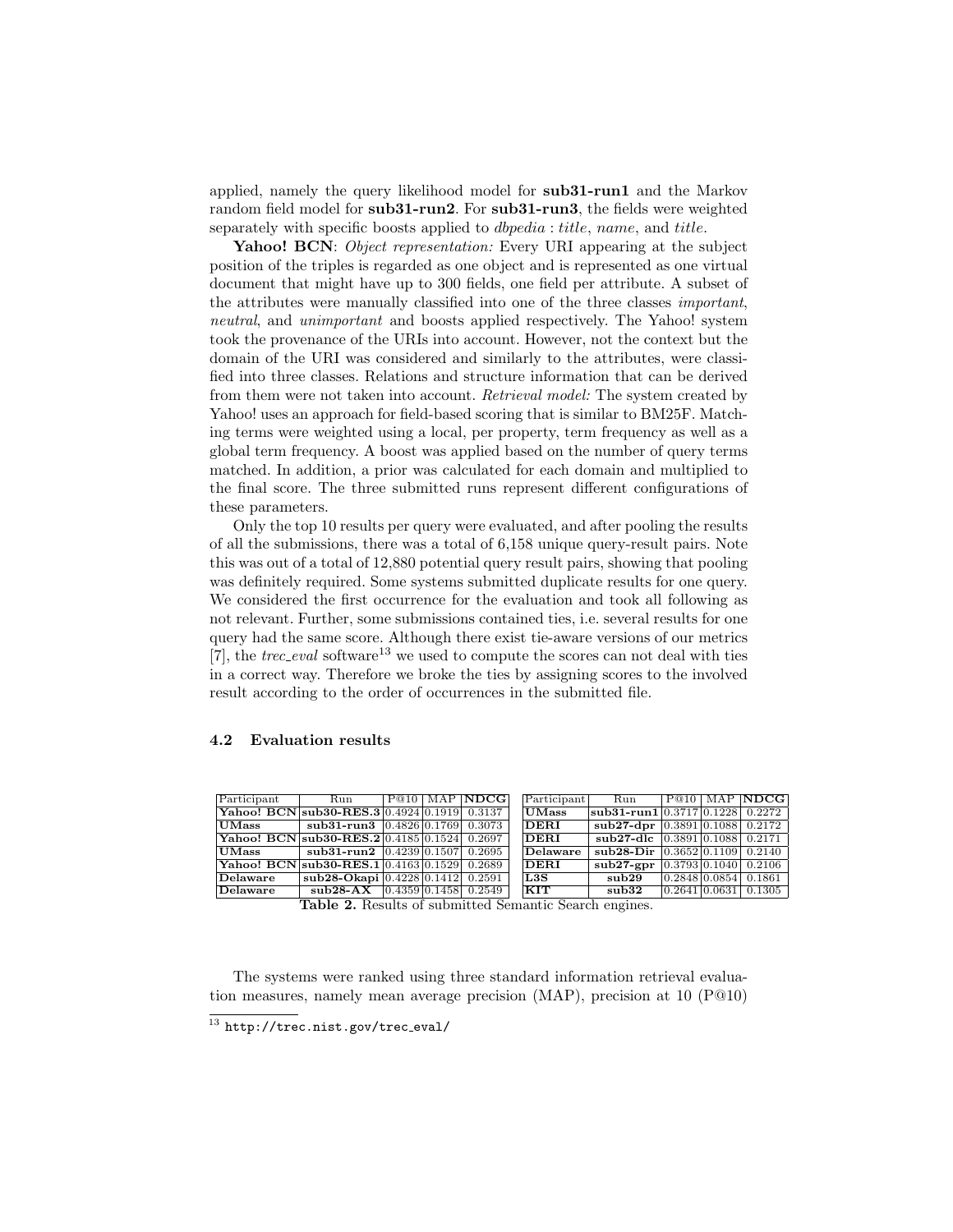applied, namely the query likelihood model for **sub31-run1** and the Markov random field model for **sub31-run2**. For **sub31-run3**, the fields were weighted separately with specific boosts applied to *dbpedia* : *title*, *name*, and *title*.

**Yahoo! BCN**: *Object representation:* Every URI appearing at the subject position of the triples is regarded as one object and is represented as one virtual document that might have up to 300 fields, one field per attribute. A subset of the attributes were manually classified into one of the three classes *important*, *neutral*, and *unimportant* and boosts applied respectively. The Yahoo! system took the provenance of the URIs into account. However, not the context but the domain of the URI was considered and similarly to the attributes, were classified into three classes. Relations and structure information that can be derived from them were not taken into account. *Retrieval model:* The system created by Yahoo! uses an approach for field-based scoring that is similar to BM25F. Matching terms were weighted using a local, per property, term frequency as well as a global term frequency. A boost was applied based on the number of query terms matched. In addition, a prior was calculated for each domain and multiplied to the final score. The three submitted runs represent different configurations of these parameters.

Only the top 10 results per query were evaluated, and after pooling the results of all the submissions, there was a total of 6,158 unique query-result pairs. Note this was out of a total of 12,880 potential query result pairs, showing that pooling was definitely required. Some systems submitted duplicate results for one query. We considered the first occurrence for the evaluation and took all following as not relevant. Further, some submissions contained ties, i.e. several results for one query had the same score. Although there exist tie-aware versions of our metrics [7], the *trec_eval* software[13] we used to compute the scores can not deal with ties in a correct way. Therefore we broke the ties by assigning scores to the involved result according to the order of occurrences in the submitted file.

### 4.2 Evaluation results

| Participant | Run | P@10 | MAP | **NDCG** |
|---|---|---|---|---|
| **Yahoo! BCN** | **sub30-RES.3** | 0.4924 | 0.1919 | 0.3137 |
| **UMass** | **sub31-run3** | 0.4826 | 0.1769 | 0.3073 |
| **Yahoo! BCN** | **sub30-RES.2** | 0.4185 | 0.1524 | 0.2697 |
| **UMass** | **sub31-run2** | 0.4239 | 0.1507 | 0.2695 |
| **Yahoo! BCN** | **sub30-RES.1** | 0.4163 | 0.1529 | 0.2689 |
| **Delaware** | **sub28-Okapi** | 0.4228 | 0.1412 | 0.2591 |
| **Delaware** | **sub28-AX** | 0.4359 | 0.1458 | 0.2549 |
| **UMass** | **sub31-run1** | 0.3717 | 0.1228 | 0.2272 |
| **DERI** | **sub27-dpr** | 0.3891 | 0.1088 | 0.2172 |
| **DERI** | **sub27-dlc** | 0.3891 | 0.1088 | 0.2171 |
| **Delaware** | **sub28-Dir** | 0.3652 | 0.1109 | 0.2140 |
| **DERI** | **sub27-gpr** | 0.3793 | 0.1040 | 0.2106 |
| **L3S** | **sub29** | 0.2848 | 0.0854 | 0.1861 |
| **KIT** | **sub32** | 0.2641 | 0.0631 | 0.1305 |

**Table 2.** Results of submitted Semantic Search engines.

The systems were ranked using three standard information retrieval evaluation measures, namely mean average precision (MAP), precision at 10 (P@10)

[13] http://trec.nist.gov/trec_eval/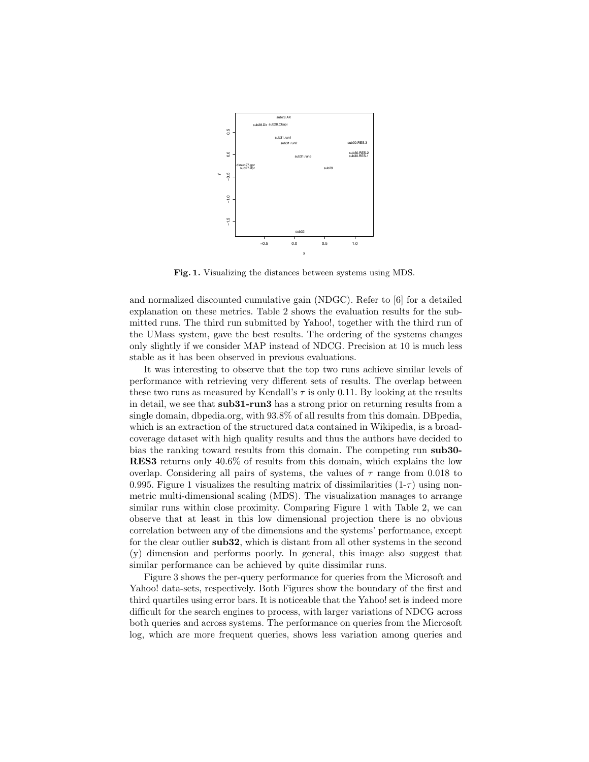**Fig. 1.** Visualizing the distances between systems using MDS.

and normalized discounted cumulative gain (NDGC). Refer to [6] for a detailed explanation on these metrics. Table 2 shows the evaluation results for the submitted runs. The third run submitted by Yahoo!, together with the third run of the UMass system, gave the best results. The ordering of the systems changes only slightly if we consider MAP instead of NDCG. Precision at 10 is much less stable as it has been observed in previous evaluations.

It was interesting to observe that the top two runs achieve similar levels of performance with retrieving very different sets of results. The overlap between these two runs as measured by Kendall's $\tau$ is only 0.11. By looking at the results in detail, we see that **sub31-run3** has a strong prior on returning results from a single domain, dbpedia.org, with 93.8% of all results from this domain. DBpedia, which is an extraction of the structured data contained in Wikipedia, is a broad-coverage dataset with high quality results and thus the authors have decided to bias the ranking toward results from this domain. The competing run **sub30-RES3** returns only 40.6% of results from this domain, which explains the low overlap. Considering all pairs of systems, the values of $\tau$ range from 0.018 to 0.995. Figure 1 visualizes the resulting matrix of dissimilarities (1-$\tau$) using non-metric multi-dimensional scaling (MDS). The visualization manages to arrange similar runs within close proximity. Comparing Figure 1 with Table 2, we can observe that at least in this low dimensional projection there is no obvious correlation between any of the dimensions and the systems' performance, except for the clear outlier **sub32**, which is distant from all other systems in the second (y) dimension and performs poorly. In general, this image also suggest that similar performance can be achieved by quite dissimilar runs.

Figure 3 shows the per-query performance for queries from the Microsoft and Yahoo! data-sets, respectively. Both Figures show the boundary of the first and third quartiles using error bars. It is noticeable that the Yahoo! set is indeed more difficult for the search engines to process, with larger variations of NDCG across both queries and across systems. The performance on queries from the Microsoft log, which are more frequent queries, shows less variation among queries and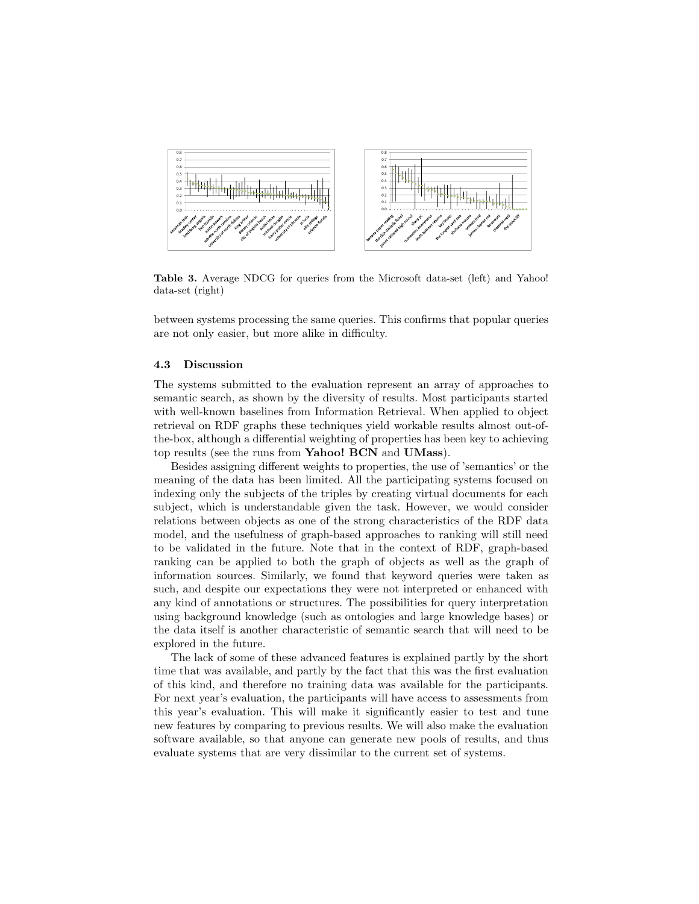**Table 3.** Average NDCG for queries from the Microsoft data-set (left) and Yahoo! data-set (right)

between systems processing the same queries. This confirms that popular queries are not only easier, but more alike in difficulty.

### 4.3 Discussion

The systems submitted to the evaluation represent an array of approaches to semantic search, as shown by the diversity of results. Most participants started with well-known baselines from Information Retrieval. When applied to object retrieval on RDF graphs these techniques yield workable results almost out-of-the-box, although a differential weighting of properties has been key to achieving top results (see the runs from **Yahoo! BCN** and **UMass**).

Besides assigning different weights to properties, the use of 'semantics' or the meaning of the data has been limited. All the participating systems focused on indexing only the subjects of the triples by creating virtual documents for each subject, which is understandable given the task. However, we would consider relations between objects as one of the strong characteristics of the RDF data model, and the usefulness of graph-based approaches to ranking will still need to be validated in the future. Note that in the context of RDF, graph-based ranking can be applied to both the graph of objects as well as the graph of information sources. Similarly, we found that keyword queries were taken as such, and despite our expectations they were not interpreted or enhanced with any kind of annotations or structures. The possibilities for query interpretation using background knowledge (such as ontologies and large knowledge bases) or the data itself is another characteristic of semantic search that will need to be explored in the future.

The lack of some of these advanced features is explained partly by the short time that was available, and partly by the fact that this was the first evaluation of this kind, and therefore no training data was available for the participants. For next year's evaluation, the participants will have access to assessments from this year's evaluation. This will make it significantly easier to test and tune new features by comparing to previous results. We will also make the evaluation software available, so that anyone can generate new pools of results, and thus evaluate systems that are very dissimilar to the current set of systems.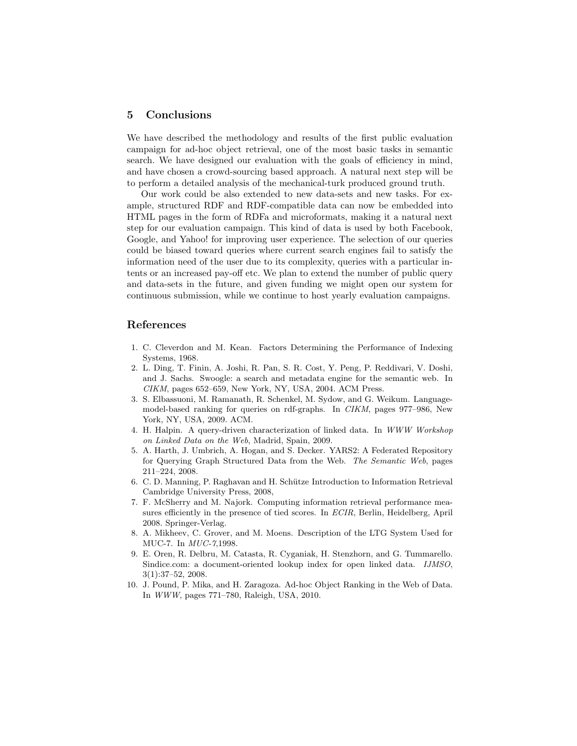## 5 Conclusions

We have described the methodology and results of the first public evaluation campaign for ad-hoc object retrieval, one of the most basic tasks in semantic search. We have designed our evaluation with the goals of efficiency in mind, and have chosen a crowd-sourcing based approach. A natural next step will be to perform a detailed analysis of the mechanical-turk produced ground truth.

Our work could be also extended to new data-sets and new tasks. For example, structured RDF and RDF-compatible data can now be embedded into HTML pages in the form of RDFa and microformats, making it a natural next step for our evaluation campaign. This kind of data is used by both Facebook, Google, and Yahoo! for improving user experience. The selection of our queries could be biased toward queries where current search engines fail to satisfy the information need of the user due to its complexity, queries with a particular intents or an increased pay-off etc. We plan to extend the number of public query and data-sets in the future, and given funding we might open our system for continuous submission, while we continue to host yearly evaluation campaigns.

## References

1. C. Cleverdon and M. Kean. Factors Determining the Performance of Indexing Systems, 1968.
2. L. Ding, T. Finin, A. Joshi, R. Pan, S. R. Cost, Y. Peng, P. Reddivari, V. Doshi, and J. Sachs. Swoogle: a search and metadata engine for the semantic web. In *CIKM*, pages 652–659, New York, NY, USA, 2004. ACM Press.
3. S. Elbassuoni, M. Ramanath, R. Schenkel, M. Sydow, and G. Weikum. Language-model-based ranking for queries on rdf-graphs. In *CIKM*, pages 977–986, New York, NY, USA, 2009. ACM.
4. H. Halpin. A query-driven characterization of linked data. In *WWW Workshop on Linked Data on the Web*, Madrid, Spain, 2009.
5. A. Harth, J. Umbrich, A. Hogan, and S. Decker. YARS2: A Federated Repository for Querying Graph Structured Data from the Web. *The Semantic Web*, pages 211–224, 2008.
6. C. D. Manning, P. Raghavan and H. Schütze Introduction to Information Retrieval Cambridge University Press, 2008,
7. F. McSherry and M. Najork. Computing information retrieval performance measures efficiently in the presence of tied scores. In *ECIR*, Berlin, Heidelberg, April 2008. Springer-Verlag.
8. A. Mikheev, C. Grover, and M. Moens. Description of the LTG System Used for MUC-7. In *MUC-7*,1998.
9. E. Oren, R. Delbru, M. Catasta, R. Cyganiak, H. Stenzhorn, and G. Tummarello. Sindice.com: a document-oriented lookup index for open linked data. *IJMSO*, 3(1):37–52, 2008.
10. J. Pound, P. Mika, and H. Zaragoza. Ad-hoc Object Ranking in the Web of Data. In *WWW*, pages 771–780, Raleigh, USA, 2010.